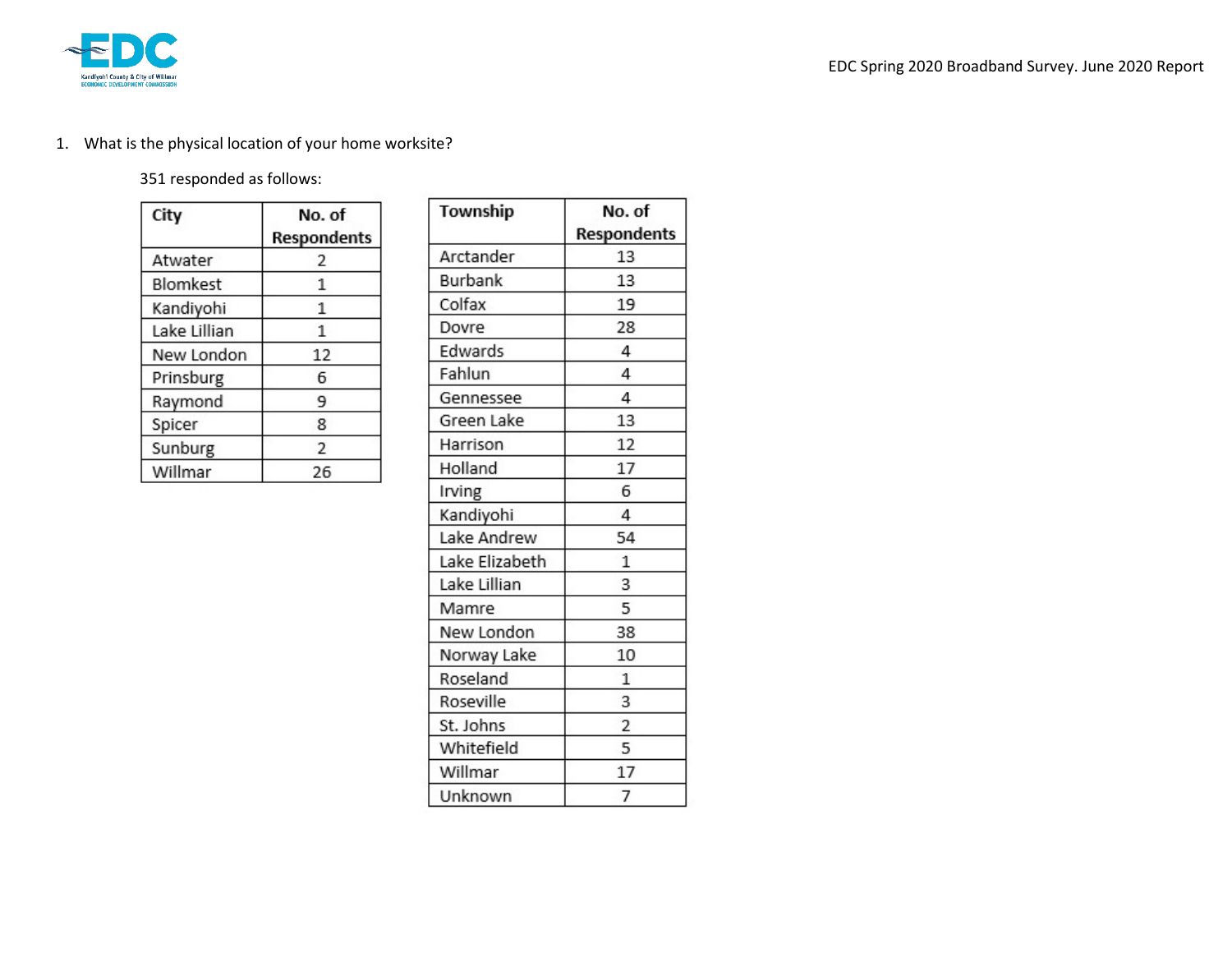1. What is the physical location of your home worksite?

351 responded as follows:

| City | No. of Respondents |
|---|---|
| Atwater | 2 |
| Blomkest | 1 |
| Kandiyohi | 1 |
| Lake Lillian | 1 |
| New London | 12 |
| Prinsburg | 6 |
| Raymond | 9 |
| Spicer | 8 |
| Sunburg | 2 |
| Willmar | 26 |

| Township | No. of Respondents |
|---|---|
| Arctander | 13 |
| Burbank | 13 |
| Colfax | 19 |
| Dovre | 28 |
| Edwards | 4 |
| Fahlun | 4 |
| Gennessee | 4 |
| Green Lake | 13 |
| Harrison | 12 |
| Holland | 17 |
| Irving | 6 |
| Kandiyohi | 4 |
| Lake Andrew | 54 |
| Lake Elizabeth | 1 |
| Lake Lillian | 3 |
| Mamre | 5 |
| New London | 38 |
| Norway Lake | 10 |
| Roseland | 1 |
| Roseville | 3 |
| St. Johns | 2 |
| Whitefield | 5 |
| Willmar | 17 |
| Unknown | 7 |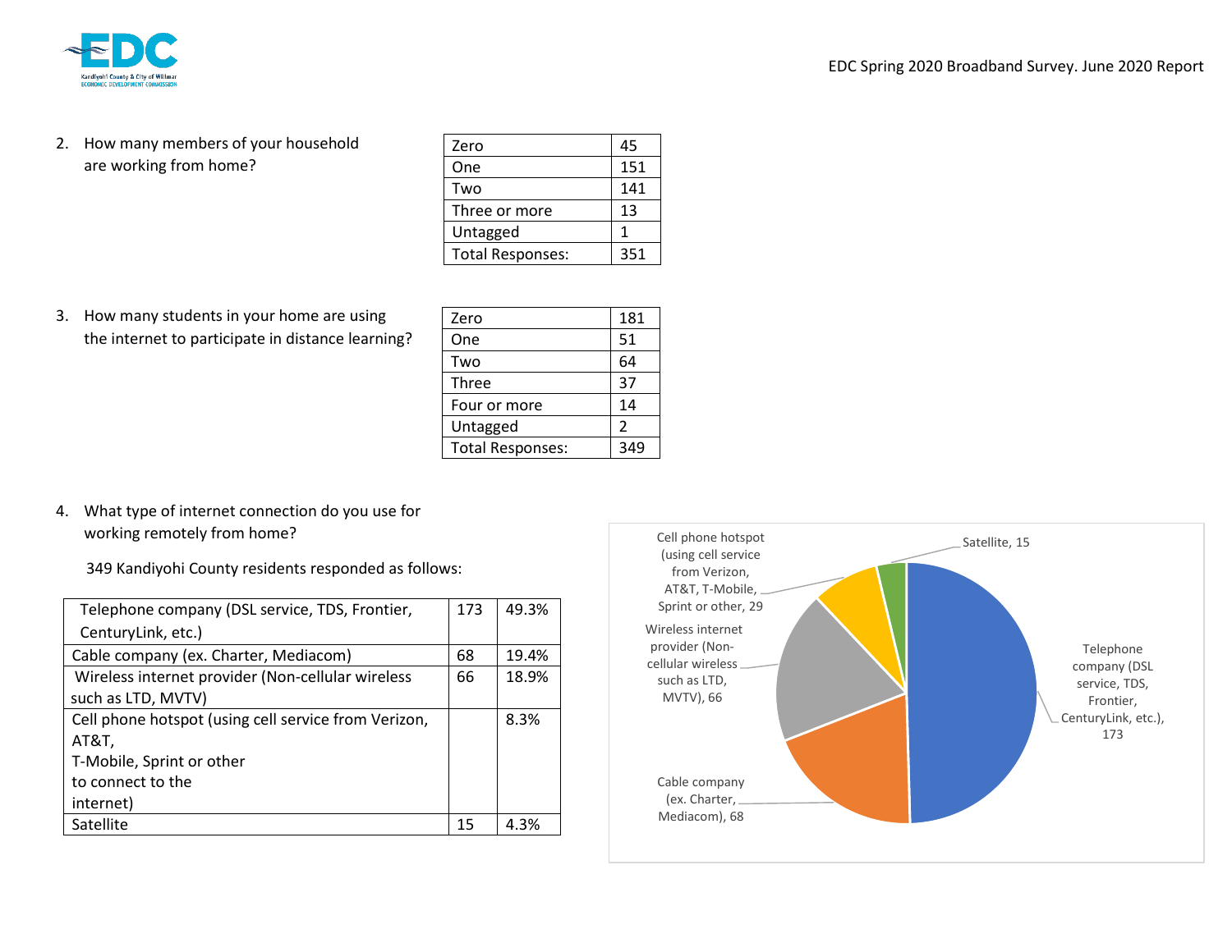2. How many members of your household are working from home?

| Zero | 45 |
|---|---|
| One | 151 |
| Two | 141 |
| Three or more | 13 |
| Untagged | 1 |
| Total Responses: | 351 |

3. How many students in your home are using the internet to participate in distance learning?

| Zero | 181 |
|---|---|
| One | 51 |
| Two | 64 |
| Three | 37 |
| Four or more | 14 |
| Untagged | 2 |
| Total Responses: | 349 |

4. What type of internet connection do you use for working remotely from home?

349 Kandiyohi County residents responded as follows:

| Telephone company (DSL service, TDS, Frontier, CenturyLink, etc.) | 173 | 49.3% |
|---|---|---|
| Cable company (ex. Charter, Mediacom) | 68 | 19.4% |
| Wireless internet provider (Non-cellular wireless such as LTD, MVTV) | 66 | 18.9% |
| Cell phone hotspot (using cell service from Verizon, AT&T, T-Mobile, Sprint or other to connect to the internet) | | 8.3% |
| Satellite | 15 | 4.3% |

Pie chart values: Telephone company (DSL service, TDS, Frontier, CenturyLink, etc.), 173; Cable company (ex. Charter, Mediacom), 68; Wireless internet provider (Non-cellular wireless such as LTD, MVTV), 66; Cell phone hotspot (using cell service from Verizon, AT&T, T-Mobile, Sprint or other, 29; Satellite, 15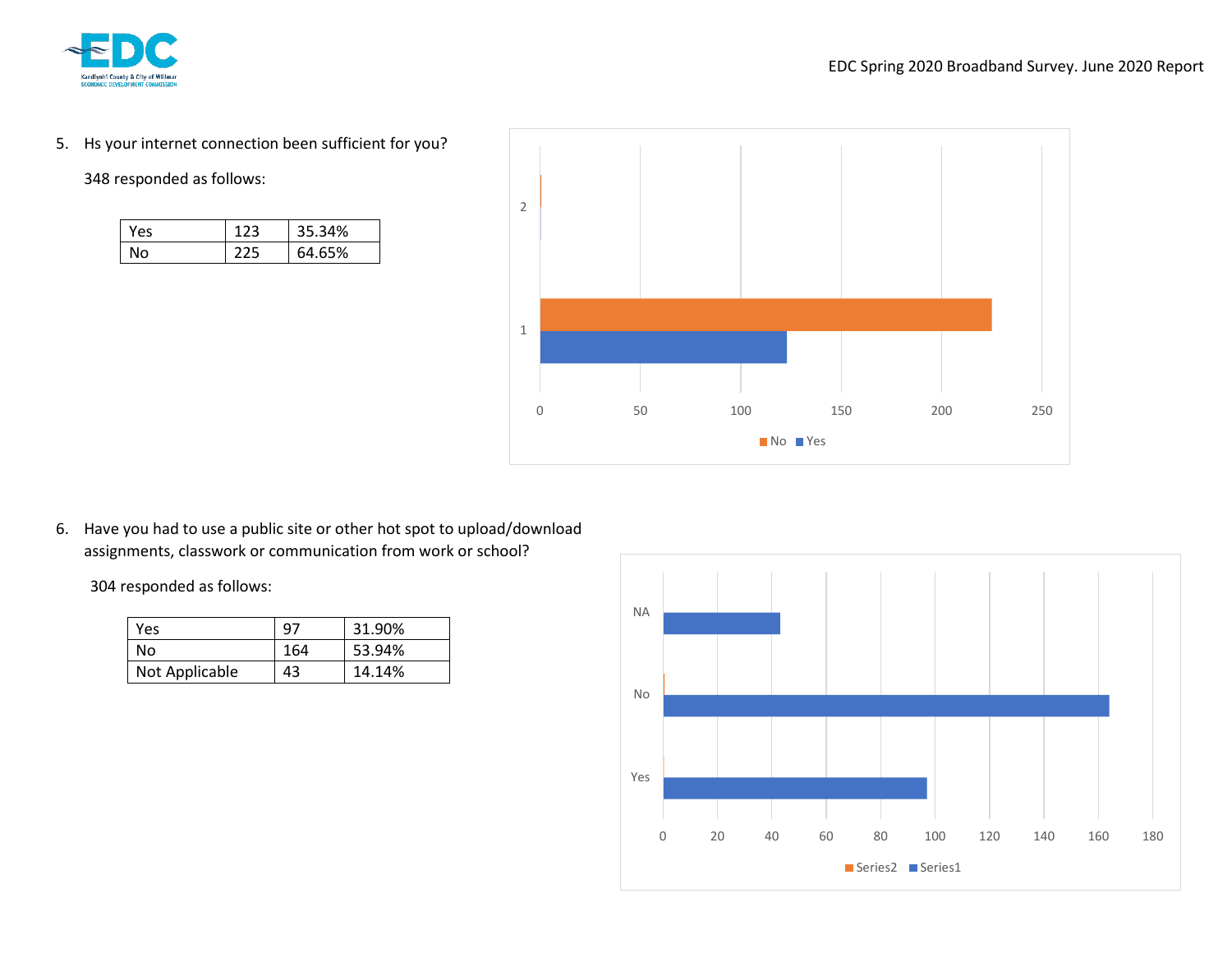5. Hs your internet connection been sufficient for you?

   348 responded as follows:

| Yes | 123 | 35.34% |
|---|---|---|
| No | 225 | 64.65% |

6. Have you had to use a public site or other hot spot to upload/download assignments, classwork or communication from work or school?

   304 responded as follows:

| Yes | 97 | 31.90% |
|---|---|---|
| No | 164 | 53.94% |
| Not Applicable | 43 | 14.14% |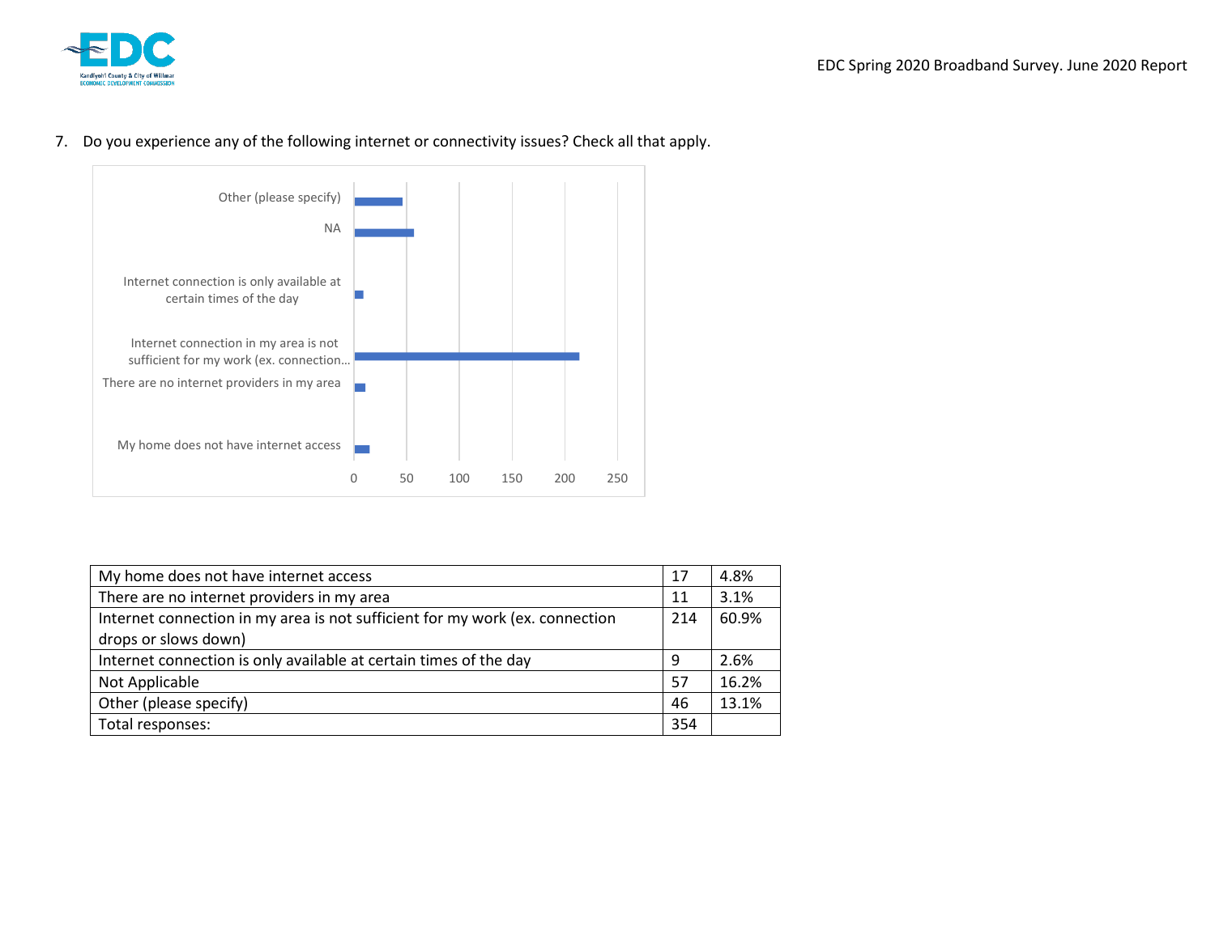7. Do you experience any of the following internet or connectivity issues? Check all that apply.

Other (please specify)
NA
Internet connection is only available at certain times of the day
Internet connection in my area is not sufficient for my work (ex. connection...
There are no internet providers in my area
My home does not have internet access
0 50 100 150 200 250

| | | |
|---|---|---|
| My home does not have internet access | 17 | 4.8% |
| There are no internet providers in my area | 11 | 3.1% |
| Internet connection in my area is not sufficient for my work (ex. connection drops or slows down) | 214 | 60.9% |
| Internet connection is only available at certain times of the day | 9 | 2.6% |
| Not Applicable | 57 | 16.2% |
| Other (please specify) | 46 | 13.1% |
| Total responses: | 354 | |